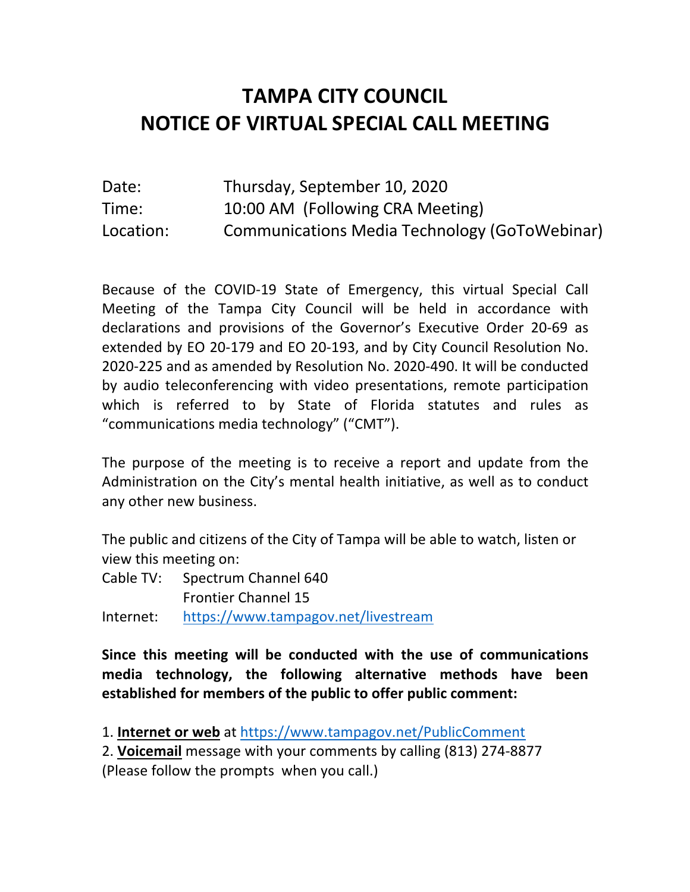# TAMPA CITY COUNCIL
# NOTICE OF VIRTUAL SPECIAL CALL MEETING

| | |
|---|---|
| Date: | Thursday, September 10, 2020 |
| Time: | 10:00 AM (Following CRA Meeting) |
| Location: | Communications Media Technology (GoToWebinar) |

Because of the COVID-19 State of Emergency, this virtual Special Call Meeting of the Tampa City Council will be held in accordance with declarations and provisions of the Governor's Executive Order 20-69 as extended by EO 20-179 and EO 20-193, and by City Council Resolution No. 2020-225 and as amended by Resolution No. 2020-490. It will be conducted by audio teleconferencing with video presentations, remote participation which is referred to by State of Florida statutes and rules as "communications media technology" ("CMT").

The purpose of the meeting is to receive a report and update from the Administration on the City's mental health initiative, as well as to conduct any other new business.

The public and citizens of the City of Tampa will be able to watch, listen or view this meeting on:

| | |
|---|---|
| Cable TV: | Spectrum Channel 640 |
| | Frontier Channel 15 |
| Internet: | https://www.tampagov.net/livestream |

**Since this meeting will be conducted with the use of communications media technology, the following alternative methods have been established for members of the public to offer public comment:**

1. **Internet or web** at https://www.tampagov.net/PublicComment
2. **Voicemail** message with your comments by calling (813) 274-8877 (Please follow the prompts when you call.)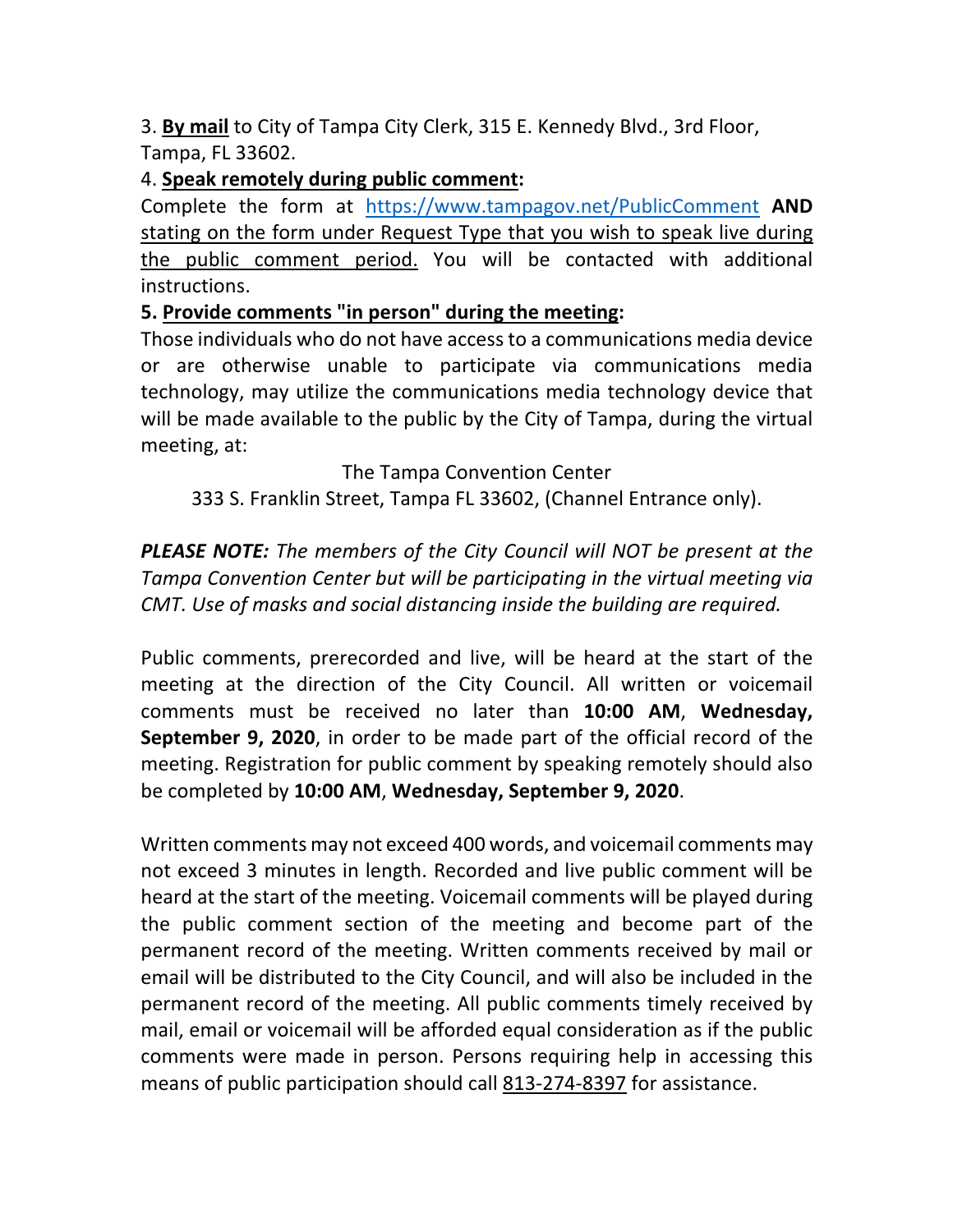3. **By mail** to City of Tampa City Clerk, 315 E. Kennedy Blvd., 3rd Floor, Tampa, FL 33602.

4. **Speak remotely during public comment:**

Complete the form at https://www.tampagov.net/PublicComment **AND** stating on the form under Request Type that you wish to speak live during the public comment period. You will be contacted with additional instructions.

5. **Provide comments "in person" during the meeting:**

Those individuals who do not have access to a communications media device or are otherwise unable to participate via communications media technology, may utilize the communications media technology device that will be made available to the public by the City of Tampa, during the virtual meeting, at:

The Tampa Convention Center
333 S. Franklin Street, Tampa FL 33602, (Channel Entrance only).

***PLEASE NOTE:*** *The members of the City Council will NOT be present at the Tampa Convention Center but will be participating in the virtual meeting via CMT. Use of masks and social distancing inside the building are required.*

Public comments, prerecorded and live, will be heard at the start of the meeting at the direction of the City Council. All written or voicemail comments must be received no later than **10:00 AM**, **Wednesday, September 9, 2020**, in order to be made part of the official record of the meeting. Registration for public comment by speaking remotely should also be completed by **10:00 AM**, **Wednesday, September 9, 2020**.

Written comments may not exceed 400 words, and voicemail comments may not exceed 3 minutes in length. Recorded and live public comment will be heard at the start of the meeting. Voicemail comments will be played during the public comment section of the meeting and become part of the permanent record of the meeting. Written comments received by mail or email will be distributed to the City Council, and will also be included in the permanent record of the meeting. All public comments timely received by mail, email or voicemail will be afforded equal consideration as if the public comments were made in person. Persons requiring help in accessing this means of public participation should call 813-274-8397 for assistance.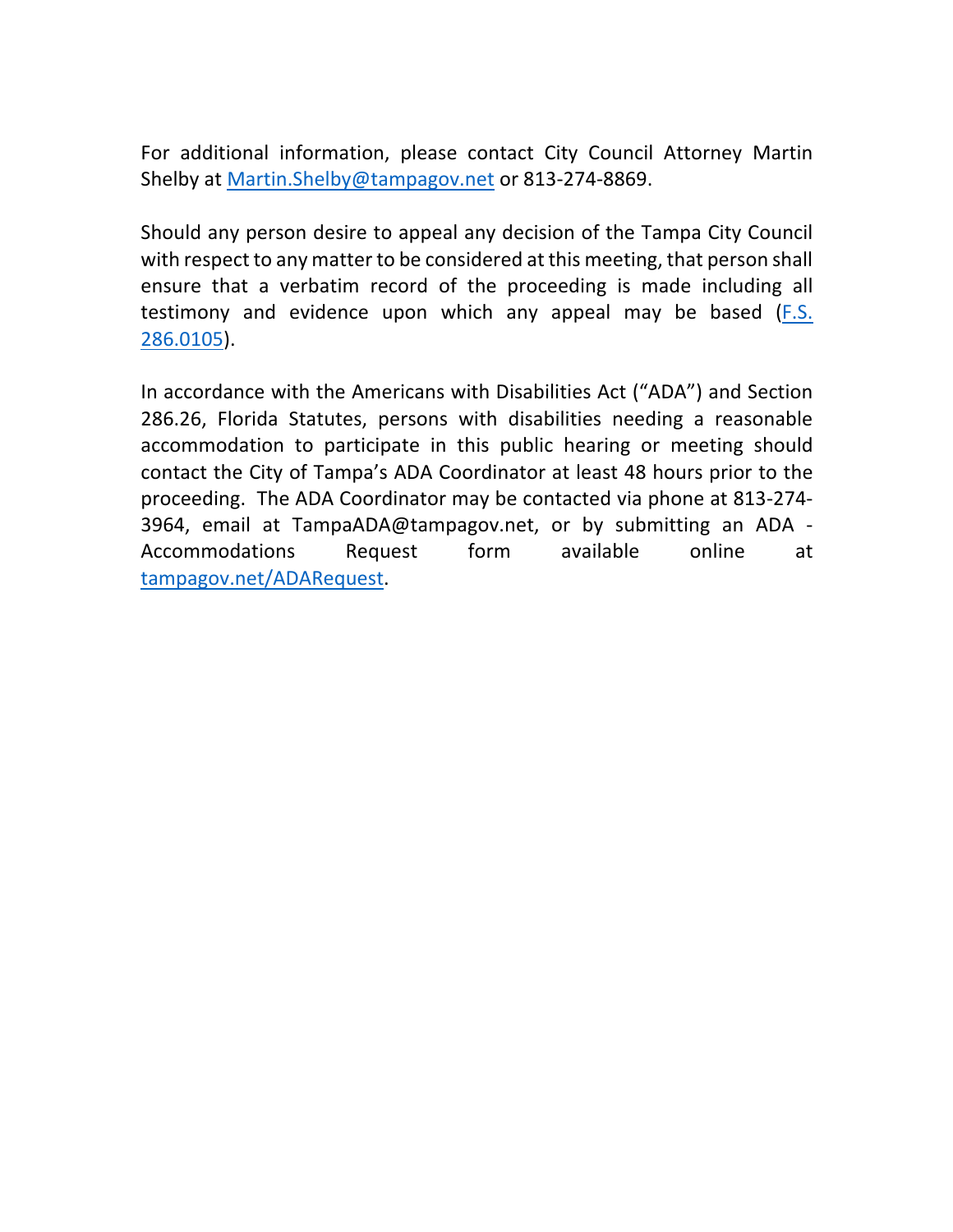For additional information, please contact City Council Attorney Martin Shelby at Martin.Shelby@tampagov.net or 813-274-8869.

Should any person desire to appeal any decision of the Tampa City Council with respect to any matter to be considered at this meeting, that person shall ensure that a verbatim record of the proceeding is made including all testimony and evidence upon which any appeal may be based (F.S. 286.0105).

In accordance with the Americans with Disabilities Act ("ADA") and Section 286.26, Florida Statutes, persons with disabilities needing a reasonable accommodation to participate in this public hearing or meeting should contact the City of Tampa's ADA Coordinator at least 48 hours prior to the proceeding. The ADA Coordinator may be contacted via phone at 813-274-3964, email at TampaADA@tampagov.net, or by submitting an ADA - Accommodations Request form available online at tampagov.net/ADARequest.